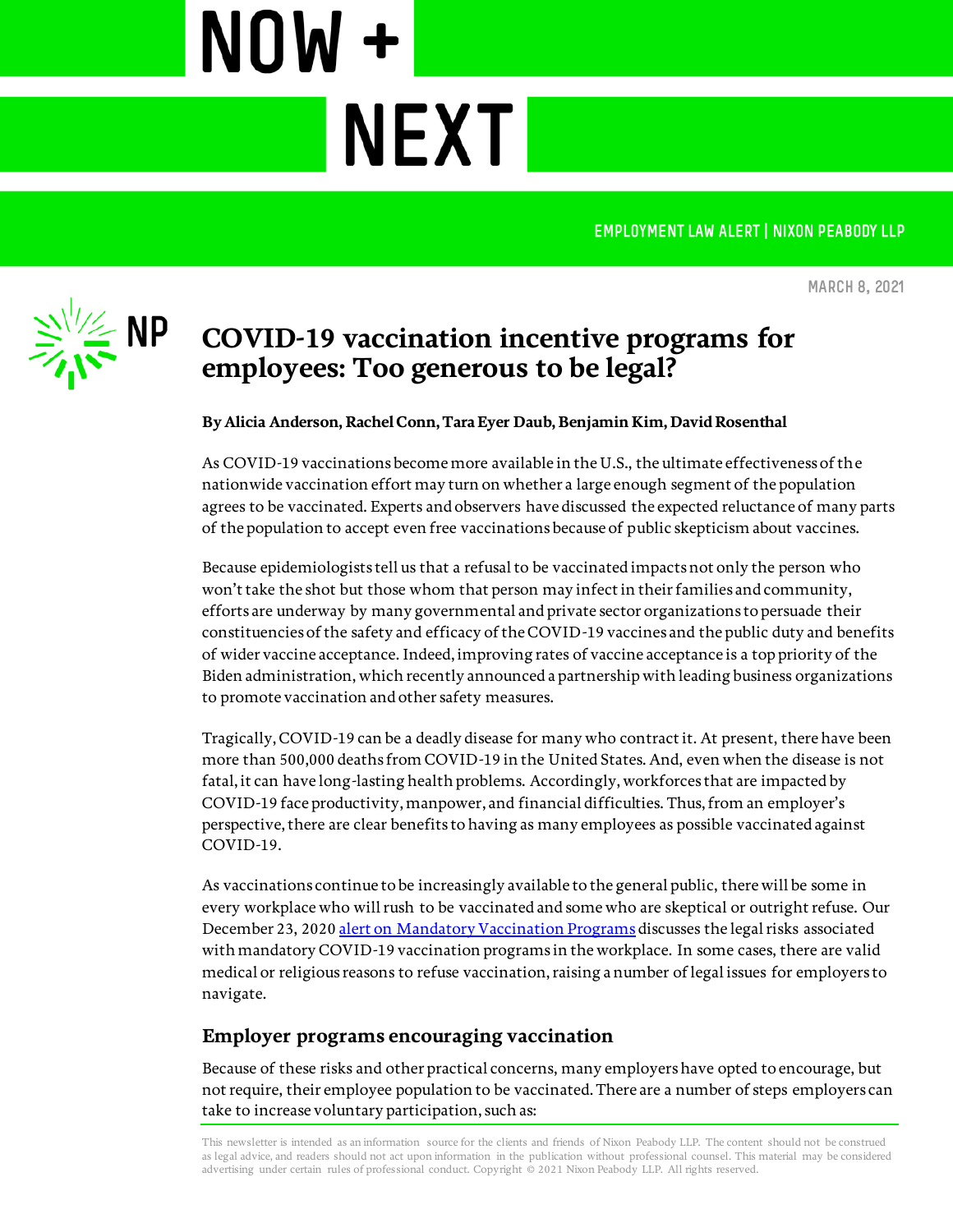# NOW + NEXT

EMPLOYMENT LAW ALERT | NIXON PEABODY LLP

MARCH 8, 2021

## COVID-19 vaccination incentive programs for employees: Too generous to be legal?

**By Alicia Anderson, Rachel Conn, Tara Eyer Daub, Benjamin Kim, David Rosenthal**

As COVID-19 vaccinations become more available in the U.S., the ultimate effectiveness of the nationwide vaccination effort may turn on whether a large enough segment of the population agrees to be vaccinated. Experts and observers have discussed the expected reluctance of many parts of the population to accept even free vaccinations because of public skepticism about vaccines.

Because epidemiologists tell us that a refusal to be vaccinated impacts not only the person who won't take the shot but those whom that person may infect in their families and community, efforts are underway by many governmental and private sector organizations to persuade their constituencies of the safety and efficacy of the COVID-19 vaccines and the public duty and benefits of wider vaccine acceptance. Indeed, improving rates of vaccine acceptance is a top priority of the Biden administration, which recently announced a partnership with leading business organizations to promote vaccination and other safety measures.

Tragically, COVID-19 can be a deadly disease for many who contract it. At present, there have been more than 500,000 deaths from COVID-19 in the United States. And, even when the disease is not fatal, it can have long-lasting health problems. Accordingly, workforces that are impacted by COVID-19 face productivity, manpower, and financial difficulties. Thus, from an employer's perspective, there are clear benefits to having as many employees as possible vaccinated against COVID-19.

As vaccinations continue to be increasingly available to the general public, there will be some in every workplace who will rush to be vaccinated and some who are skeptical or outright refuse. Our December 23, 2020 alert on Mandatory Vaccination Programs discusses the legal risks associated with mandatory COVID-19 vaccination programs in the workplace. In some cases, there are valid medical or religious reasons to refuse vaccination, raising a number of legal issues for employers to navigate.

### Employer programs encouraging vaccination

Because of these risks and other practical concerns, many employers have opted to encourage, but not require, their employee population to be vaccinated. There are a number of steps employers can take to increase voluntary participation, such as: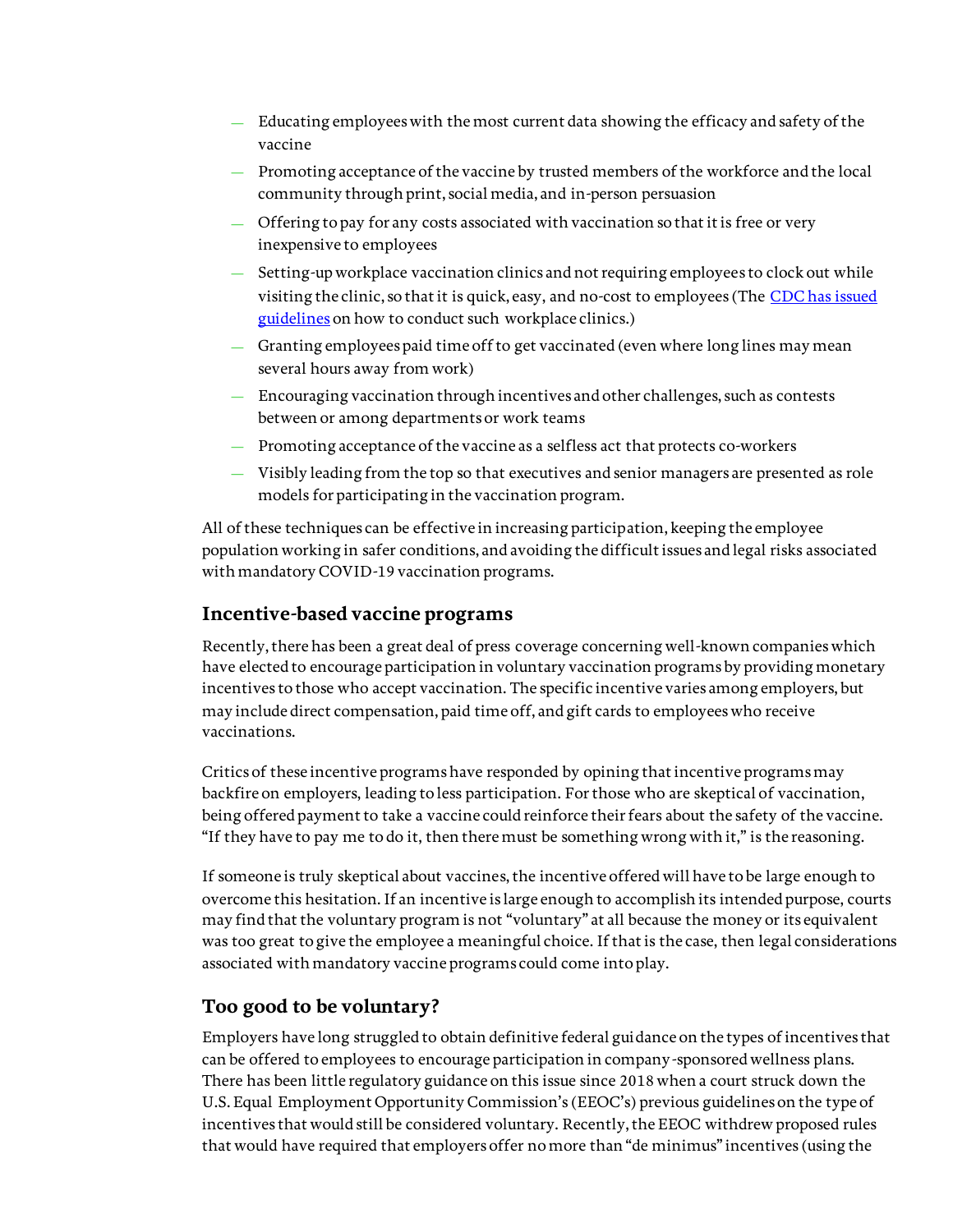- Educating employees with the most current data showing the efficacy and safety of the vaccine
- Promoting acceptance of the vaccine by trusted members of the workforce and the local community through print, social media, and in-person persuasion
- Offering to pay for any costs associated with vaccination so that it is free or very inexpensive to employees
- Setting-up workplace vaccination clinics and not requiring employees to clock out while visiting the clinic, so that it is quick, easy, and no-cost to employees (The CDC has issued guidelines on how to conduct such workplace clinics.)
- Granting employees paid time off to get vaccinated (even where long lines may mean several hours away from work)
- Encouraging vaccination through incentives and other challenges, such as contests between or among departments or work teams
- Promoting acceptance of the vaccine as a selfless act that protects co-workers
- Visibly leading from the top so that executives and senior managers are presented as role models for participating in the vaccination program.

All of these techniques can be effective in increasing participation, keeping the employee population working in safer conditions, and avoiding the difficult issues and legal risks associated with mandatory COVID-19 vaccination programs.

## Incentive-based vaccine programs

Recently, there has been a great deal of press coverage concerning well-known companies which have elected to encourage participation in voluntary vaccination programs by providing monetary incentives to those who accept vaccination. The specific incentive varies among employers, but may include direct compensation, paid time off, and gift cards to employees who receive vaccinations.

Critics of these incentive programs have responded by opining that incentive programs may backfire on employers, leading to less participation. For those who are skeptical of vaccination, being offered payment to take a vaccine could reinforce their fears about the safety of the vaccine. "If they have to pay me to do it, then there must be something wrong with it," is the reasoning.

If someone is truly skeptical about vaccines, the incentive offered will have to be large enough to overcome this hesitation. If an incentive is large enough to accomplish its intended purpose, courts may find that the voluntary program is not "voluntary" at all because the money or its equivalent was too great to give the employee a meaningful choice. If that is the case, then legal considerations associated with mandatory vaccine programs could come into play.

## Too good to be voluntary?

Employers have long struggled to obtain definitive federal guidance on the types of incentives that can be offered to employees to encourage participation in company-sponsored wellness plans. There has been little regulatory guidance on this issue since 2018 when a court struck down the U.S. Equal Employment Opportunity Commission's (EEOC's) previous guidelines on the type of incentives that would still be considered voluntary. Recently, the EEOC withdrew proposed rules that would have required that employers offer no more than "de minimus" incentives (using the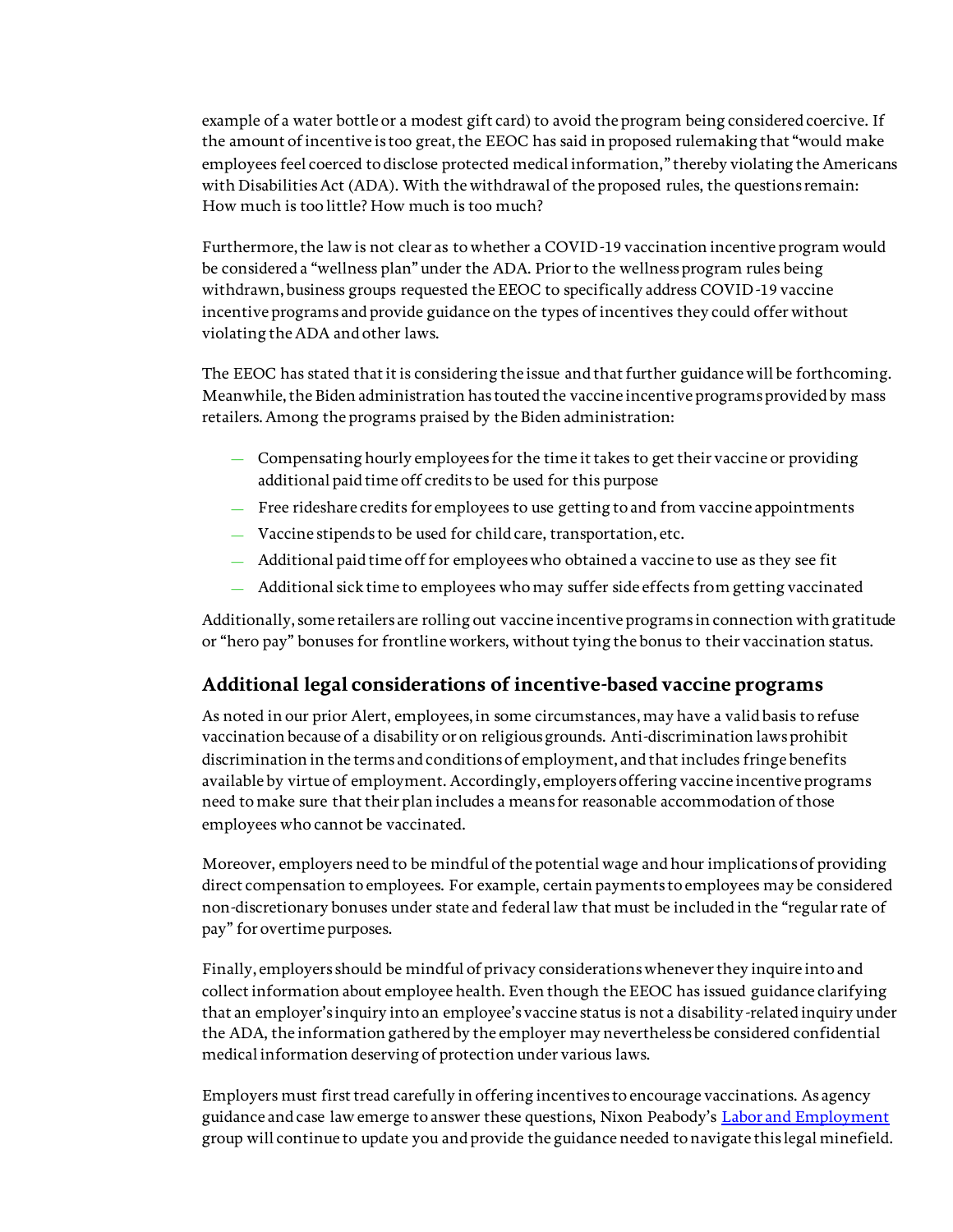example of a water bottle or a modest gift card) to avoid the program being considered coercive. If the amount of incentive is too great, the EEOC has said in proposed rulemaking that "would make employees feel coerced to disclose protected medical information," thereby violating the Americans with Disabilities Act (ADA). With the withdrawal of the proposed rules, the questions remain: How much is too little? How much is too much?

Furthermore, the law is not clear as to whether a COVID-19 vaccination incentive program would be considered a "wellness plan" under the ADA. Prior to the wellness program rules being withdrawn, business groups requested the EEOC to specifically address COVID-19 vaccine incentive programs and provide guidance on the types of incentives they could offer without violating the ADA and other laws.

The EEOC has stated that it is considering the issue and that further guidance will be forthcoming. Meanwhile, the Biden administration has touted the vaccine incentive programs provided by mass retailers. Among the programs praised by the Biden administration:

- Compensating hourly employees for the time it takes to get their vaccine or providing additional paid time off credits to be used for this purpose
- Free rideshare credits for employees to use getting to and from vaccine appointments
- Vaccine stipends to be used for child care, transportation, etc.
- Additional paid time off for employees who obtained a vaccine to use as they see fit
- Additional sick time to employees who may suffer side effects from getting vaccinated

Additionally, some retailers are rolling out vaccine incentive programs in connection with gratitude or "hero pay" bonuses for frontline workers, without tying the bonus to their vaccination status.

## Additional legal considerations of incentive-based vaccine programs

As noted in our prior Alert, employees, in some circumstances, may have a valid basis to refuse vaccination because of a disability or on religious grounds. Anti-discrimination laws prohibit discrimination in the terms and conditions of employment, and that includes fringe benefits available by virtue of employment. Accordingly, employers offering vaccine incentive programs need to make sure that their plan includes a means for reasonable accommodation of those employees who cannot be vaccinated.

Moreover, employers need to be mindful of the potential wage and hour implications of providing direct compensation to employees. For example, certain payments to employees may be considered non-discretionary bonuses under state and federal law that must be included in the "regular rate of pay" for overtime purposes.

Finally, employers should be mindful of privacy considerations whenever they inquire into and collect information about employee health. Even though the EEOC has issued guidance clarifying that an employer's inquiry into an employee's vaccine status is not a disability-related inquiry under the ADA, the information gathered by the employer may nevertheless be considered confidential medical information deserving of protection under various laws.

Employers must first tread carefully in offering incentives to encourage vaccinations. As agency guidance and case law emerge to answer these questions, Nixon Peabody's Labor and Employment group will continue to update you and provide the guidance needed to navigate this legal minefield.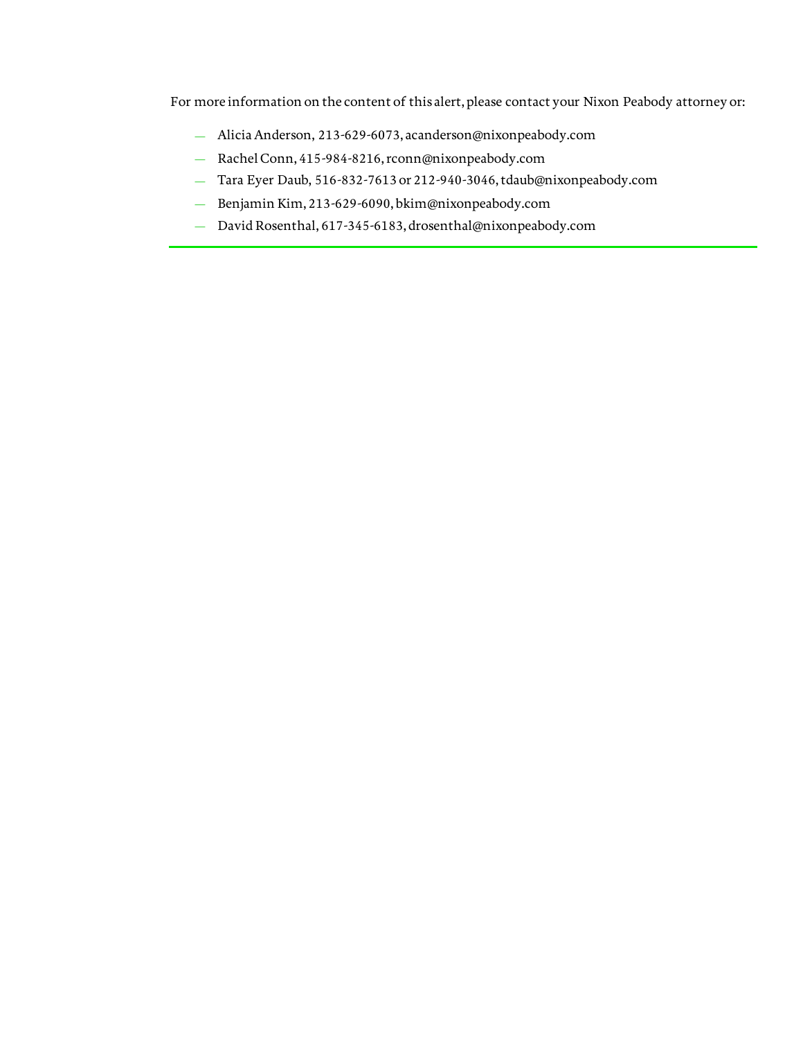For more information on the content of this alert, please contact your Nixon Peabody attorney or:

- Alicia Anderson, 213-629-6073, acanderson@nixonpeabody.com
- Rachel Conn, 415-984-8216, rconn@nixonpeabody.com
- Tara Eyer Daub, 516-832-7613 or 212-940-3046, tdaub@nixonpeabody.com
- Benjamin Kim, 213-629-6090, bkim@nixonpeabody.com
- David Rosenthal, 617-345-6183, drosenthal@nixonpeabody.com